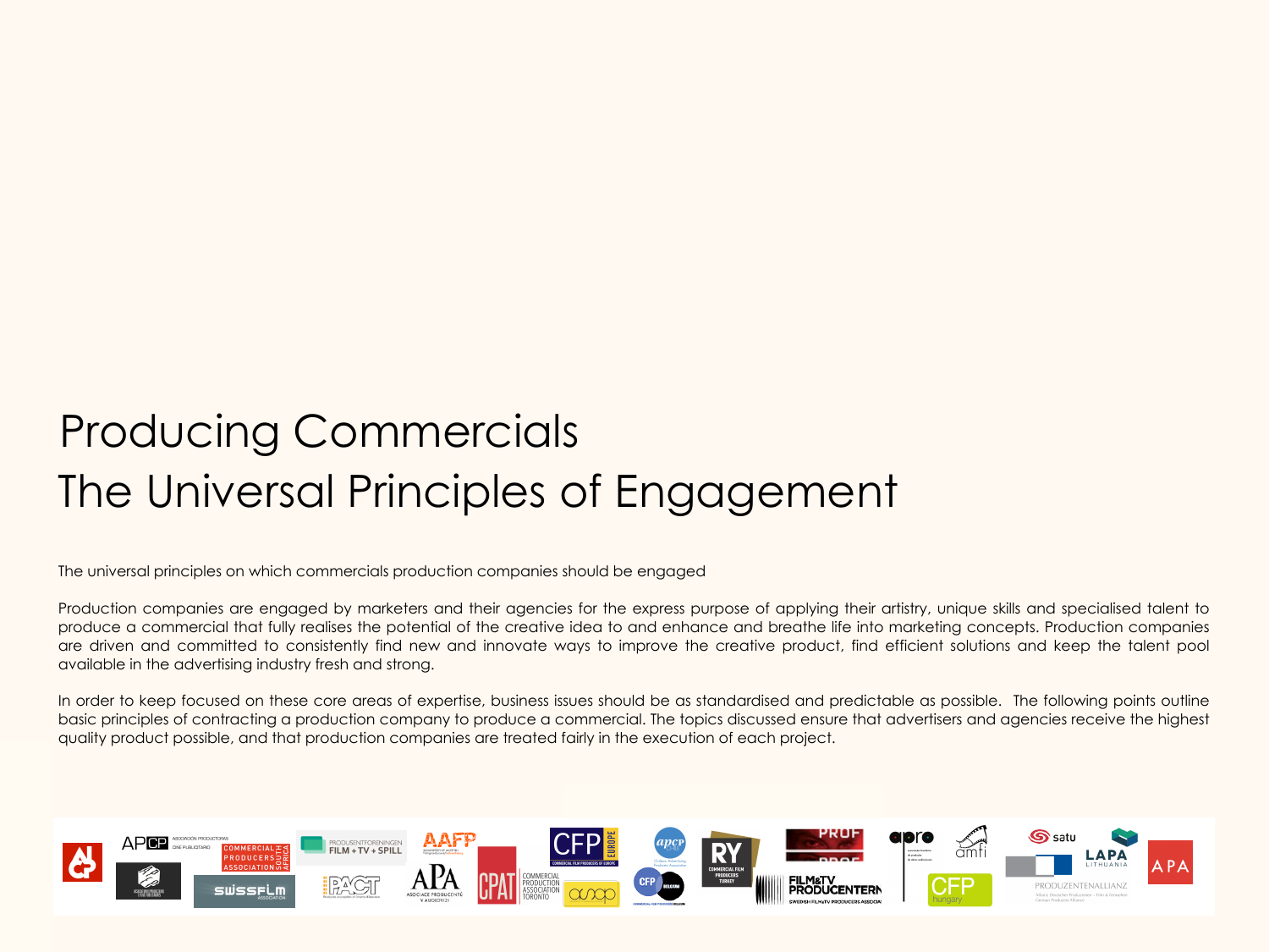# Producing Commercials
# The Universal Principles of Engagement

The universal principles on which commercials production companies should be engaged

Production companies are engaged by marketers and their agencies for the express purpose of applying their artistry, unique skills and specialised talent to produce a commercial that fully realises the potential of the creative idea to and enhance and breathe life into marketing concepts. Production companies are driven and committed to consistently find new and innovate ways to improve the creative product, find efficient solutions and keep the talent pool available in the advertising industry fresh and strong.

In order to keep focused on these core areas of expertise, business issues should be as standardised and predictable as possible. The following points outline basic principles of contracting a production company to produce a commercial. The topics discussed ensure that advertisers and agencies receive the highest quality product possible, and that production companies are treated fairly in the execution of each project.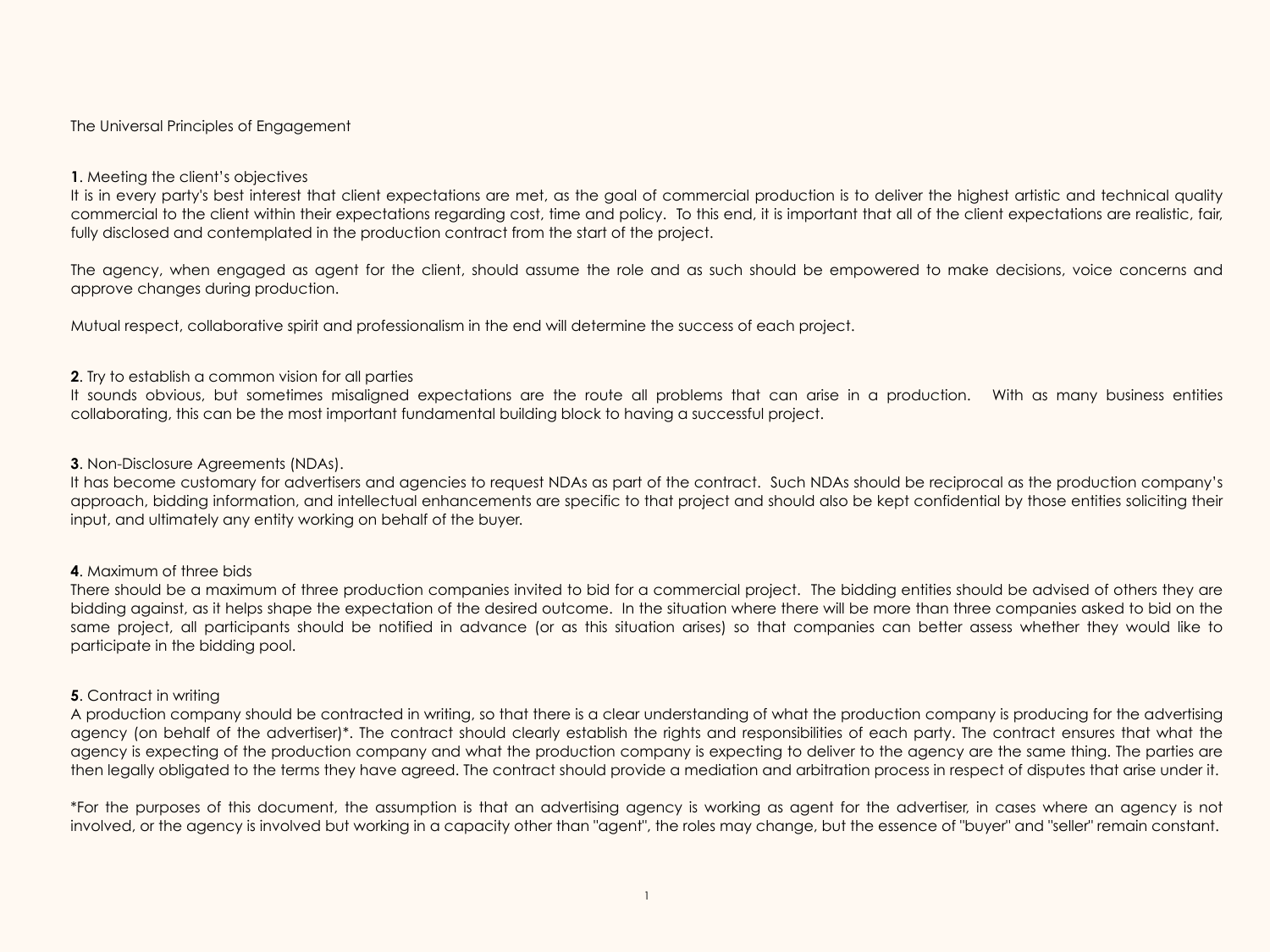The Universal Principles of Engagement

**1**. Meeting the client's objectives

It is in every party's best interest that client expectations are met, as the goal of commercial production is to deliver the highest artistic and technical quality commercial to the client within their expectations regarding cost, time and policy. To this end, it is important that all of the client expectations are realistic, fair, fully disclosed and contemplated in the production contract from the start of the project.

The agency, when engaged as agent for the client, should assume the role and as such should be empowered to make decisions, voice concerns and approve changes during production.

Mutual respect, collaborative spirit and professionalism in the end will determine the success of each project.

**2**. Try to establish a common vision for all parties

It sounds obvious, but sometimes misaligned expectations are the route all problems that can arise in a production. With as many business entities collaborating, this can be the most important fundamental building block to having a successful project.

**3**. Non-Disclosure Agreements (NDAs).

It has become customary for advertisers and agencies to request NDAs as part of the contract. Such NDAs should be reciprocal as the production company's approach, bidding information, and intellectual enhancements are specific to that project and should also be kept confidential by those entities soliciting their input, and ultimately any entity working on behalf of the buyer.

**4**. Maximum of three bids

There should be a maximum of three production companies invited to bid for a commercial project. The bidding entities should be advised of others they are bidding against, as it helps shape the expectation of the desired outcome. In the situation where there will be more than three companies asked to bid on the same project, all participants should be notified in advance (or as this situation arises) so that companies can better assess whether they would like to participate in the bidding pool.

**5**. Contract in writing

A production company should be contracted in writing, so that there is a clear understanding of what the production company is producing for the advertising agency (on behalf of the advertiser)*. The contract should clearly establish the rights and responsibilities of each party. The contract ensures that what the agency is expecting of the production company and what the production company is expecting to deliver to the agency are the same thing. The parties are then legally obligated to the terms they have agreed. The contract should provide a mediation and arbitration process in respect of disputes that arise under it.

*For the purposes of this document, the assumption is that an advertising agency is working as agent for the advertiser, in cases where an agency is not involved, or the agency is involved but working in a capacity other than "agent", the roles may change, but the essence of "buyer" and "seller" remain constant.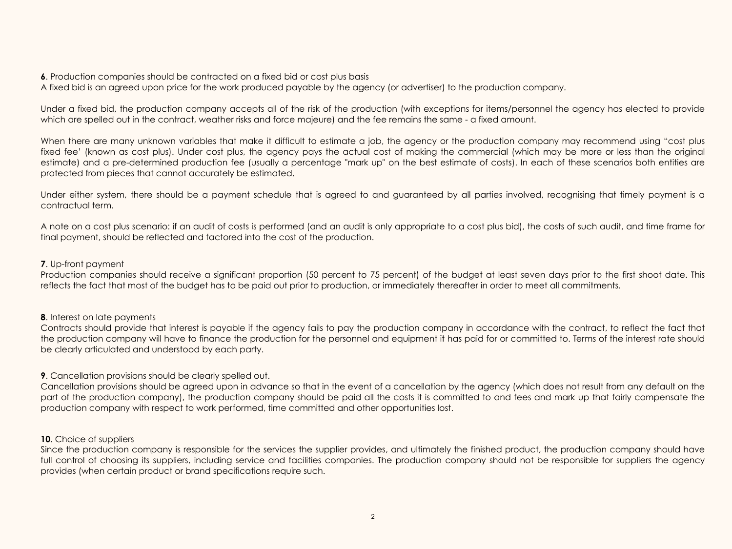**6**. Production companies should be contracted on a fixed bid or cost plus basis
A fixed bid is an agreed upon price for the work produced payable by the agency (or advertiser) to the production company.

Under a fixed bid, the production company accepts all of the risk of the production (with exceptions for items/personnel the agency has elected to provide which are spelled out in the contract, weather risks and force majeure) and the fee remains the same - a fixed amount.

When there are many unknown variables that make it difficult to estimate a job, the agency or the production company may recommend using "cost plus fixed fee' (known as cost plus). Under cost plus, the agency pays the actual cost of making the commercial (which may be more or less than the original estimate) and a pre-determined production fee (usually a percentage "mark up" on the best estimate of costs). In each of these scenarios both entities are protected from pieces that cannot accurately be estimated.

Under either system, there should be a payment schedule that is agreed to and guaranteed by all parties involved, recognising that timely payment is a contractual term.

A note on a cost plus scenario: if an audit of costs is performed (and an audit is only appropriate to a cost plus bid), the costs of such audit, and time frame for final payment, should be reflected and factored into the cost of the production.

**7**. Up-front payment
Production companies should receive a significant proportion (50 percent to 75 percent) of the budget at least seven days prior to the first shoot date. This reflects the fact that most of the budget has to be paid out prior to production, or immediately thereafter in order to meet all commitments.

**8**. Interest on late payments
Contracts should provide that interest is payable if the agency fails to pay the production company in accordance with the contract, to reflect the fact that the production company will have to finance the production for the personnel and equipment it has paid for or committed to. Terms of the interest rate should be clearly articulated and understood by each party.

**9**. Cancellation provisions should be clearly spelled out.
Cancellation provisions should be agreed upon in advance so that in the event of a cancellation by the agency (which does not result from any default on the part of the production company), the production company should be paid all the costs it is committed to and fees and mark up that fairly compensate the production company with respect to work performed, time committed and other opportunities lost.

**10**. Choice of suppliers
Since the production company is responsible for the services the supplier provides, and ultimately the finished product, the production company should have full control of choosing its suppliers, including service and facilities companies. The production company should not be responsible for suppliers the agency provides (when certain product or brand specifications require such.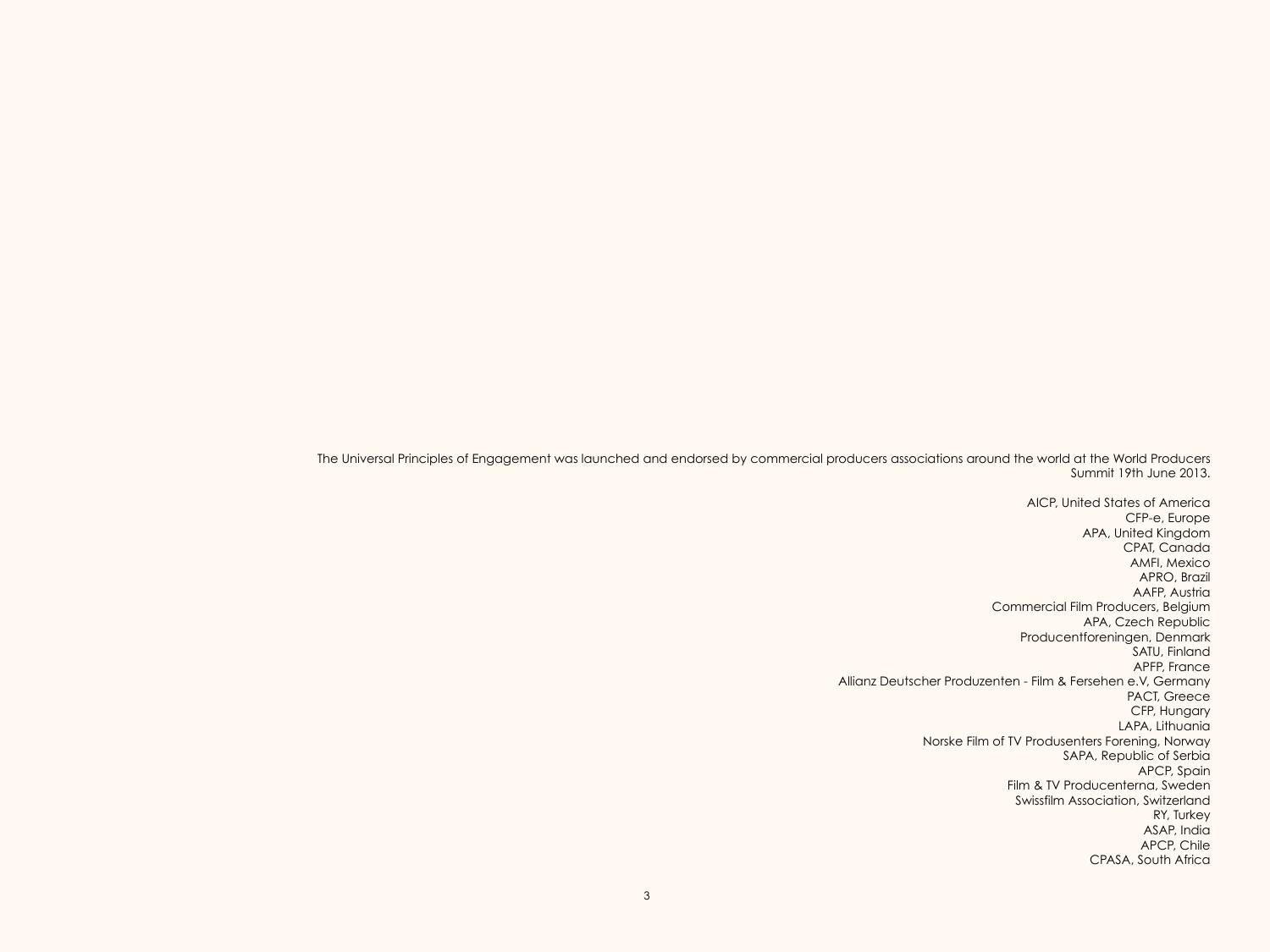The Universal Principles of Engagement was launched and endorsed by commercial producers associations around the world at the World Producers Summit 19th June 2013.

AICP, United States of America
CFP-e, Europe
APA, United Kingdom
CPAT, Canada
AMFI, Mexico
APRO, Brazil
AAFP, Austria
Commercial Film Producers, Belgium
APA, Czech Republic
Producentforeningen, Denmark
SATU, Finland
APFP, France
Allianz Deutscher Produzenten - Film & Fersehen e.V, Germany
PACT, Greece
CFP, Hungary
LAPA, Lithuania
Norske Film of TV Produsenters Forening, Norway
SAPA, Republic of Serbia
APCP, Spain
Film & TV Producenterna, Sweden
Swissfilm Association, Switzerland
RY, Turkey
ASAP, India
APCP, Chile
CPASA, South Africa